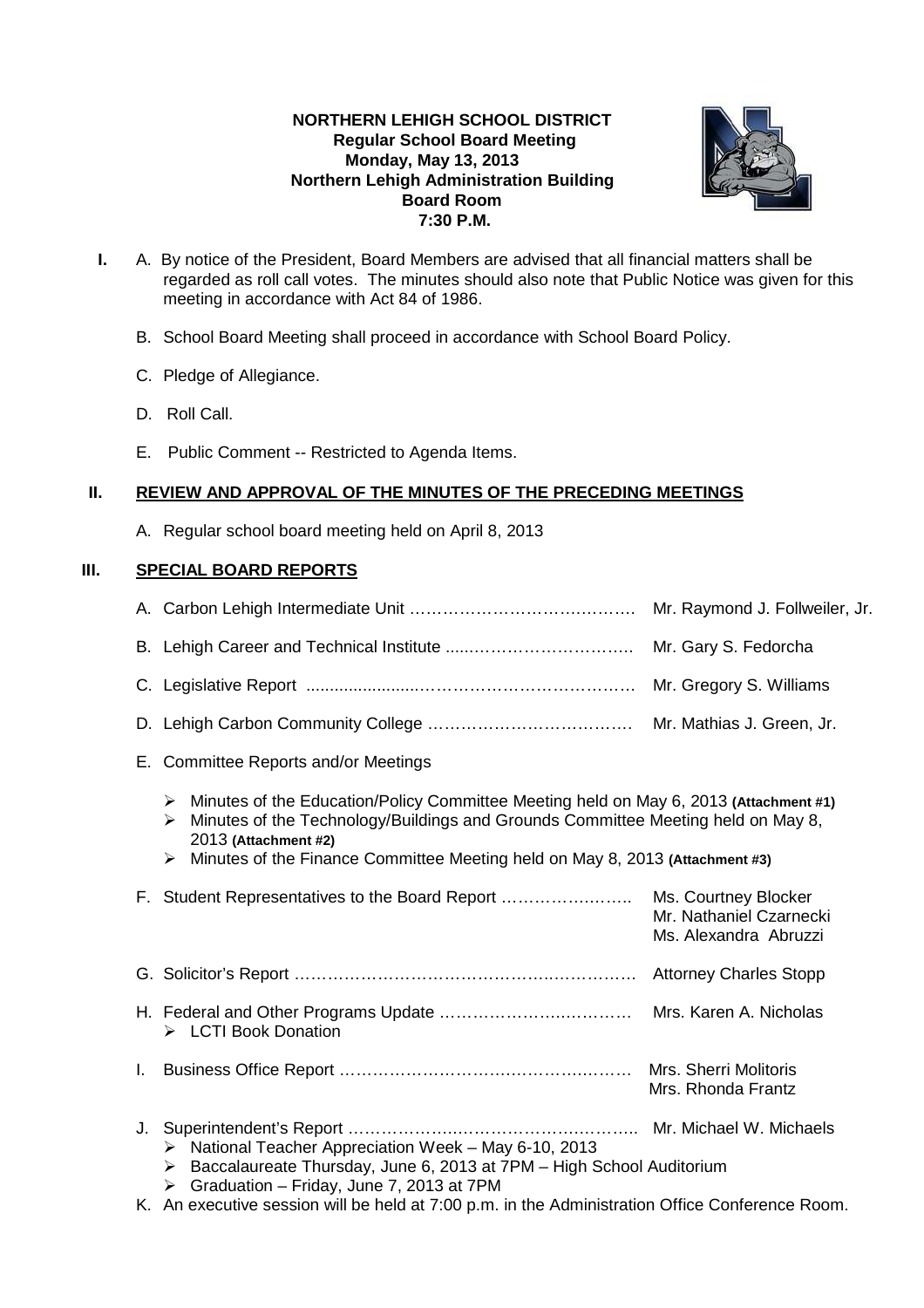**NORTHERN LEHIGH SCHOOL DISTRICT**
**Regular School Board Meeting**
**Monday, May 13, 2013**
**Northern Lehigh Administration Building**
**Board Room**
**7:30 P.M.**

**I.** A. By notice of the President, Board Members are advised that all financial matters shall be regarded as roll call votes. The minutes should also note that Public Notice was given for this meeting in accordance with Act 84 of 1986.

B. School Board Meeting shall proceed in accordance with School Board Policy.

C. Pledge of Allegiance.

D. Roll Call.

E. Public Comment -- Restricted to Agenda Items.

## II. REVIEW AND APPROVAL OF THE MINUTES OF THE PRECEDING MEETINGS

A. Regular school board meeting held on April 8, 2013

## III. SPECIAL BOARD REPORTS

A. Carbon Lehigh Intermediate Unit …………………………………. Mr. Raymond J. Follweiler, Jr.

B. Lehigh Career and Technical Institute ......………………………. Mr. Gary S. Fedorcha

C. Legislative Report ......................…………………………………… Mr. Gregory S. Williams

D. Lehigh Carbon Community College ……………………………… Mr. Mathias J. Green, Jr.

E. Committee Reports and/or Meetings

- Minutes of the Education/Policy Committee Meeting held on May 6, 2013 **(Attachment #1)**
- Minutes of the Technology/Buildings and Grounds Committee Meeting held on May 8, 2013 **(Attachment #2)**
- Minutes of the Finance Committee Meeting held on May 8, 2013 **(Attachment #3)**

F. Student Representatives to the Board Report …………………… Ms. Courtney Blocker
Mr. Nathaniel Czarnecki
Ms. Alexandra Abruzzi

G. Solicitor's Report …………………………………………………… Attorney Charles Stopp

H. Federal and Other Programs Update ……………………………… Mrs. Karen A. Nicholas
- LCTI Book Donation

I. Business Office Report ……………………………………………… Mrs. Sherri Molitoris
Mrs. Rhonda Frantz

J. Superintendent's Report …………………………………………….. Mr. Michael W. Michaels
- National Teacher Appreciation Week – May 6-10, 2013
- Baccalaureate Thursday, June 6, 2013 at 7PM – High School Auditorium
- Graduation – Friday, June 7, 2013 at 7PM

K. An executive session will be held at 7:00 p.m. in the Administration Office Conference Room.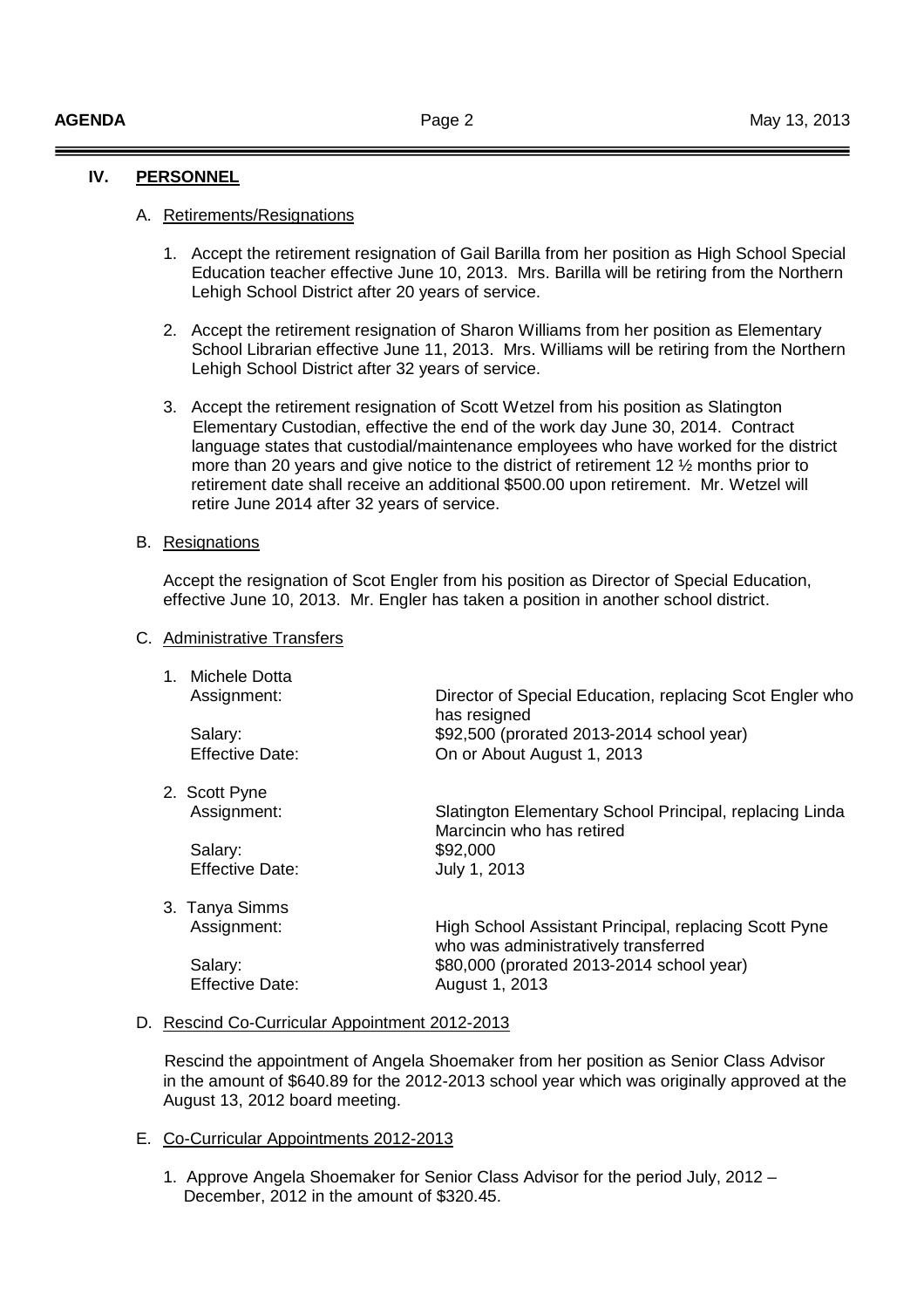## IV. PERSONNEL

### A. Retirements/Resignations

1. Accept the retirement resignation of Gail Barilla from her position as High School Special Education teacher effective June 10, 2013. Mrs. Barilla will be retiring from the Northern Lehigh School District after 20 years of service.

2. Accept the retirement resignation of Sharon Williams from her position as Elementary School Librarian effective June 11, 2013. Mrs. Williams will be retiring from the Northern Lehigh School District after 32 years of service.

3. Accept the retirement resignation of Scott Wetzel from his position as Slatington Elementary Custodian, effective the end of the work day June 30, 2014. Contract language states that custodial/maintenance employees who have worked for the district more than 20 years and give notice to the district of retirement 12 ½ months prior to retirement date shall receive an additional $500.00 upon retirement. Mr. Wetzel will retire June 2014 after 32 years of service.

### B. Resignations

Accept the resignation of Scot Engler from his position as Director of Special Education, effective June 10, 2013. Mr. Engler has taken a position in another school district.

### C. Administrative Transfers

1. Michele Dotta
   - Assignment: Director of Special Education, replacing Scot Engler who has resigned
   - Salary: $92,500 (prorated 2013-2014 school year)
   - Effective Date: On or About August 1, 2013

2. Scott Pyne
   - Assignment: Slatington Elementary School Principal, replacing Linda Marcincin who has retired
   - Salary: $92,000
   - Effective Date: July 1, 2013

3. Tanya Simms
   - Assignment: High School Assistant Principal, replacing Scott Pyne who was administratively transferred
   - Salary: $80,000 (prorated 2013-2014 school year)
   - Effective Date: August 1, 2013

### D. Rescind Co-Curricular Appointment 2012-2013

Rescind the appointment of Angela Shoemaker from her position as Senior Class Advisor in the amount of $640.89 for the 2012-2013 school year which was originally approved at the August 13, 2012 board meeting.

### E. Co-Curricular Appointments 2012-2013

1. Approve Angela Shoemaker for Senior Class Advisor for the period July, 2012 – December, 2012 in the amount of $320.45.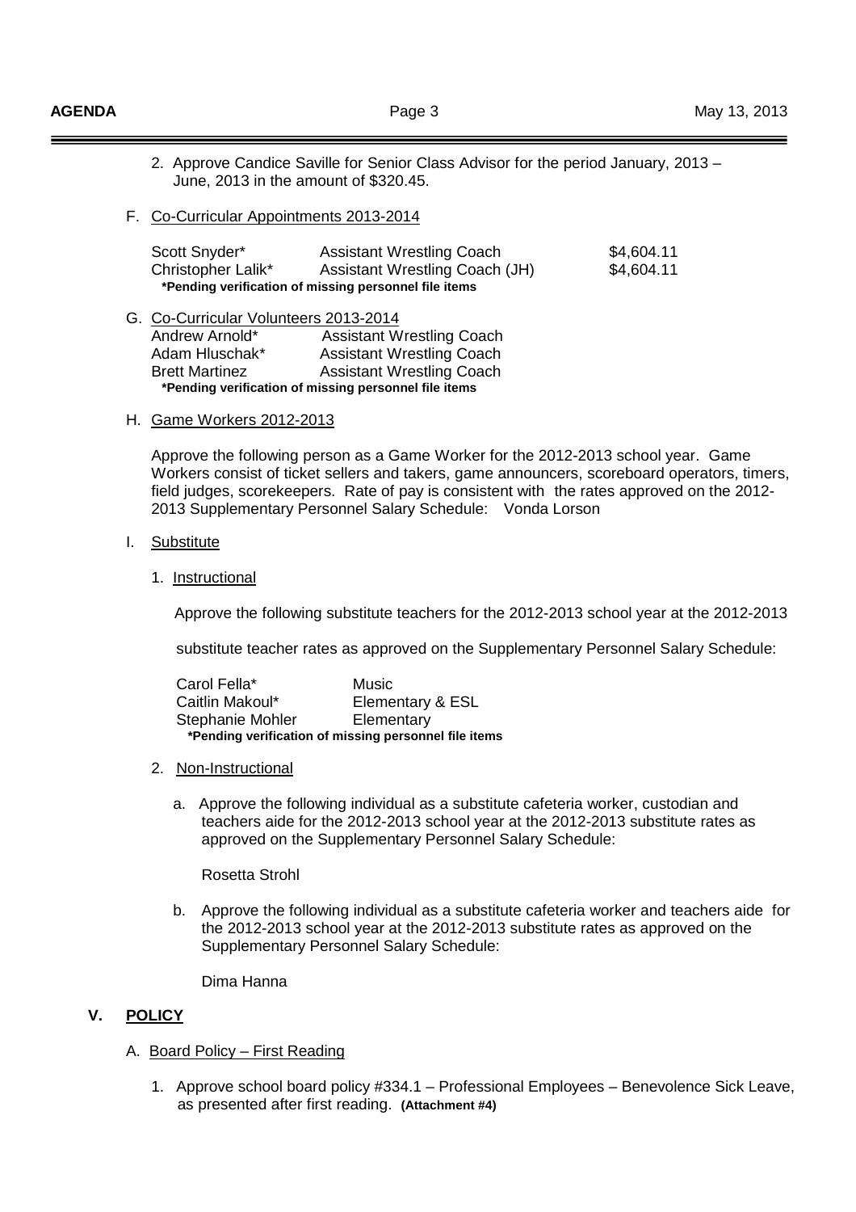2. Approve Candice Saville for Senior Class Advisor for the period January, 2013 – June, 2013 in the amount of $320.45.

F. Co-Curricular Appointments 2013-2014

| | | |
|---|---|---|
| Scott Snyder* | Assistant Wrestling Coach | $4,604.11 |
| Christopher Lalik* | Assistant Wrestling Coach (JH) | $4,604.11 |

**\*Pending verification of missing personnel file items**

G. Co-Curricular Volunteers 2013-2014

| | |
|---|---|
| Andrew Arnold* | Assistant Wrestling Coach |
| Adam Hluschak* | Assistant Wrestling Coach |
| Brett Martinez | Assistant Wrestling Coach |

**\*Pending verification of missing personnel file items**

H. Game Workers 2012-2013

Approve the following person as a Game Worker for the 2012-2013 school year. Game Workers consist of ticket sellers and takers, game announcers, scoreboard operators, timers, field judges, scorekeepers. Rate of pay is consistent with the rates approved on the 2012-2013 Supplementary Personnel Salary Schedule: Vonda Lorson

I. Substitute

1. Instructional

Approve the following substitute teachers for the 2012-2013 school year at the 2012-2013 substitute teacher rates as approved on the Supplementary Personnel Salary Schedule:

| | |
|---|---|
| Carol Fella* | Music |
| Caitlin Makoul* | Elementary & ESL |
| Stephanie Mohler | Elementary |

**\*Pending verification of missing personnel file items**

2. Non-Instructional

a. Approve the following individual as a substitute cafeteria worker, custodian and teachers aide for the 2012-2013 school year at the 2012-2013 substitute rates as approved on the Supplementary Personnel Salary Schedule:

Rosetta Strohl

b. Approve the following individual as a substitute cafeteria worker and teachers aide for the 2012-2013 school year at the 2012-2013 substitute rates as approved on the Supplementary Personnel Salary Schedule:

Dima Hanna

## V. POLICY

A. Board Policy – First Reading

1. Approve school board policy #334.1 – Professional Employees – Benevolence Sick Leave, as presented after first reading. **(Attachment #4)**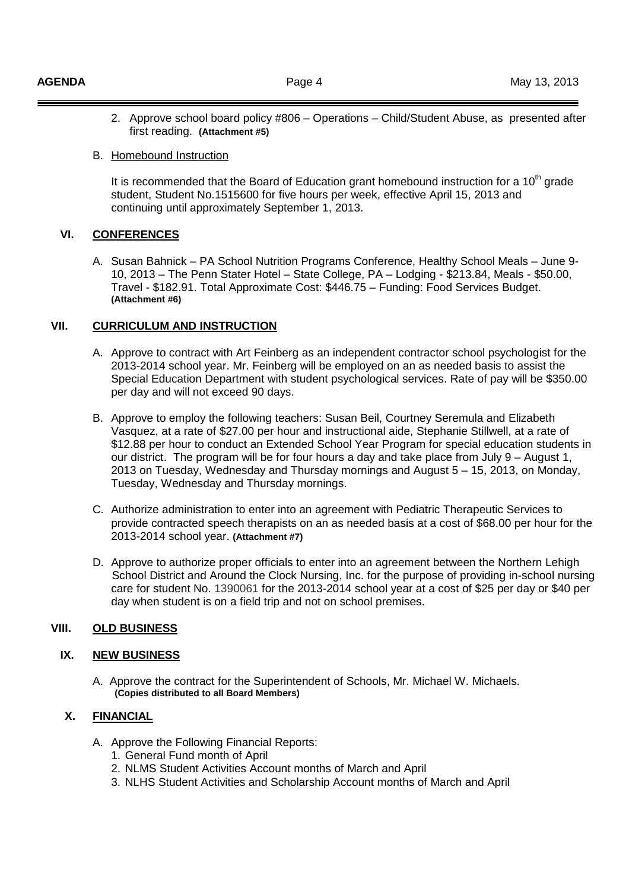2. Approve school board policy #806 – Operations – Child/Student Abuse, as presented after first reading. **(Attachment #5)**

B. Homebound Instruction

It is recommended that the Board of Education grant homebound instruction for a 10th grade student, Student No.1515600 for five hours per week, effective April 15, 2013 and continuing until approximately September 1, 2013.

## VI. CONFERENCES

A. Susan Bahnick – PA School Nutrition Programs Conference, Healthy School Meals – June 9-10, 2013 – The Penn Stater Hotel – State College, PA – Lodging - $213.84, Meals - $50.00, Travel - $182.91. Total Approximate Cost: $446.75 – Funding: Food Services Budget. **(Attachment #6)**

## VII. CURRICULUM AND INSTRUCTION

A. Approve to contract with Art Feinberg as an independent contractor school psychologist for the 2013-2014 school year. Mr. Feinberg will be employed on an as needed basis to assist the Special Education Department with student psychological services. Rate of pay will be $350.00 per day and will not exceed 90 days.

B. Approve to employ the following teachers: Susan Beil, Courtney Seremula and Elizabeth Vasquez, at a rate of $27.00 per hour and instructional aide, Stephanie Stillwell, at a rate of $12.88 per hour to conduct an Extended School Year Program for special education students in our district. The program will be for four hours a day and take place from July 9 – August 1, 2013 on Tuesday, Wednesday and Thursday mornings and August 5 – 15, 2013, on Monday, Tuesday, Wednesday and Thursday mornings.

C. Authorize administration to enter into an agreement with Pediatric Therapeutic Services to provide contracted speech therapists on an as needed basis at a cost of $68.00 per hour for the 2013-2014 school year. **(Attachment #7)**

D. Approve to authorize proper officials to enter into an agreement between the Northern Lehigh School District and Around the Clock Nursing, Inc. for the purpose of providing in-school nursing care for student No. 1390061 for the 2013-2014 school year at a cost of $25 per day or $40 per day when student is on a field trip and not on school premises.

## VIII. OLD BUSINESS

## IX. NEW BUSINESS

A. Approve the contract for the Superintendent of Schools, Mr. Michael W. Michaels. **(Copies distributed to all Board Members)**

## X. FINANCIAL

A. Approve the Following Financial Reports:
   1. General Fund month of April
   2. NLMS Student Activities Account months of March and April
   3. NLHS Student Activities and Scholarship Account months of March and April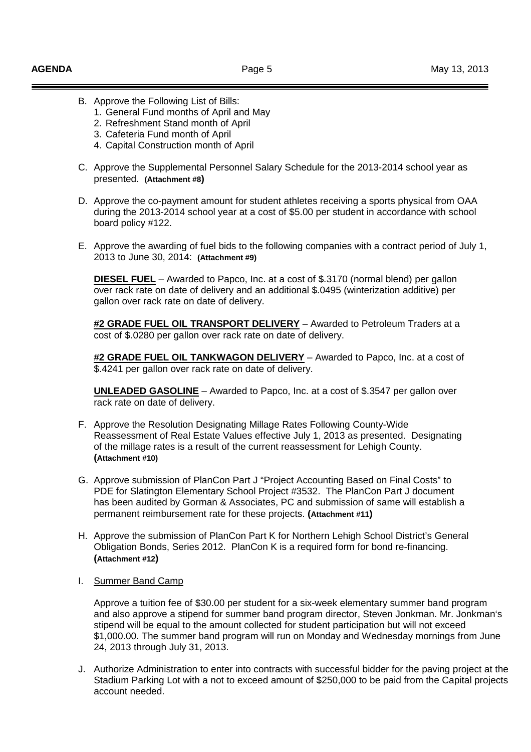B. Approve the Following List of Bills:
   1. General Fund months of April and May
   2. Refreshment Stand month of April
   3. Cafeteria Fund month of April
   4. Capital Construction month of April

C. Approve the Supplemental Personnel Salary Schedule for the 2013-2014 school year as presented. **(Attachment #8)**

D. Approve the co-payment amount for student athletes receiving a sports physical from OAA during the 2013-2014 school year at a cost of $5.00 per student in accordance with school board policy #122.

E. Approve the awarding of fuel bids to the following companies with a contract period of July 1, 2013 to June 30, 2014: **(Attachment #9)**

   **DIESEL FUEL** – Awarded to Papco, Inc. at a cost of $.3170 (normal blend) per gallon over rack rate on date of delivery and an additional $.0495 (winterization additive) per gallon over rack rate on date of delivery.

   **#2 GRADE FUEL OIL TRANSPORT DELIVERY** – Awarded to Petroleum Traders at a cost of $.0280 per gallon over rack rate on date of delivery.

   **#2 GRADE FUEL OIL TANKWAGON DELIVERY** – Awarded to Papco, Inc. at a cost of $.4241 per gallon over rack rate on date of delivery.

   **UNLEADED GASOLINE** – Awarded to Papco, Inc. at a cost of $.3547 per gallon over rack rate on date of delivery.

F. Approve the Resolution Designating Millage Rates Following County-Wide Reassessment of Real Estate Values effective July 1, 2013 as presented. Designating of the millage rates is a result of the current reassessment for Lehigh County. **(Attachment #10)**

G. Approve submission of PlanCon Part J "Project Accounting Based on Final Costs" to PDE for Slatington Elementary School Project #3532. The PlanCon Part J document has been audited by Gorman & Associates, PC and submission of same will establish a permanent reimbursement rate for these projects. **(Attachment #11)**

H. Approve the submission of PlanCon Part K for Northern Lehigh School District's General Obligation Bonds, Series 2012. PlanCon K is a required form for bond re-financing. **(Attachment #12)**

I. Summer Band Camp

   Approve a tuition fee of $30.00 per student for a six-week elementary summer band program and also approve a stipend for summer band program director, Steven Jonkman. Mr. Jonkman's stipend will be equal to the amount collected for student participation but will not exceed $1,000.00. The summer band program will run on Monday and Wednesday mornings from June 24, 2013 through July 31, 2013.

J. Authorize Administration to enter into contracts with successful bidder for the paving project at the Stadium Parking Lot with a not to exceed amount of $250,000 to be paid from the Capital projects account needed.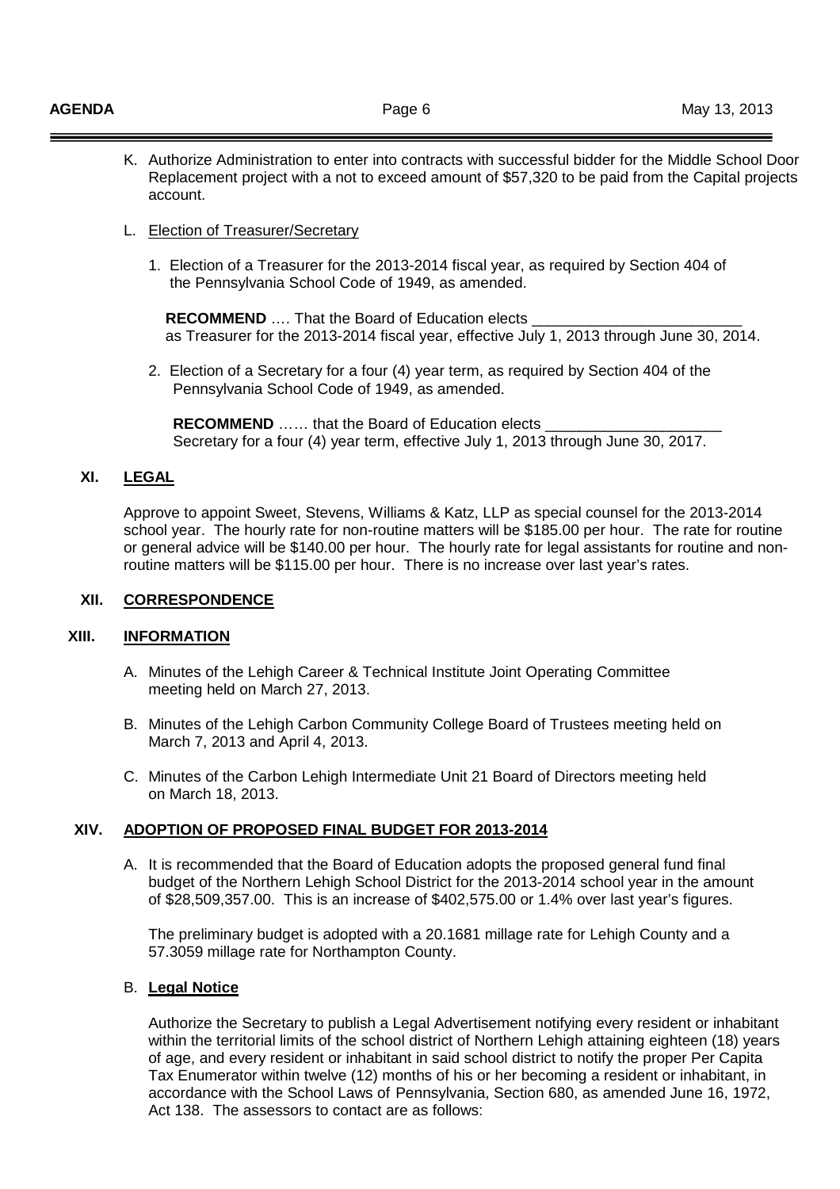K. Authorize Administration to enter into contracts with successful bidder for the Middle School Door Replacement project with a not to exceed amount of $57,320 to be paid from the Capital projects account.

L. <u>Election of Treasurer/Secretary</u>

1. Election of a Treasurer for the 2013-2014 fiscal year, as required by Section 404 of the Pennsylvania School Code of 1949, as amended.

   **RECOMMEND** …. That the Board of Education elects _________________________ as Treasurer for the 2013-2014 fiscal year, effective July 1, 2013 through June 30, 2014.

2. Election of a Secretary for a four (4) year term, as required by Section 404 of the Pennsylvania School Code of 1949, as amended.

   **RECOMMEND** …… that the Board of Education elects _____________________ Secretary for a four (4) year term, effective July 1, 2013 through June 30, 2017.

## XI. LEGAL

Approve to appoint Sweet, Stevens, Williams & Katz, LLP as special counsel for the 2013-2014 school year. The hourly rate for non-routine matters will be $185.00 per hour. The rate for routine or general advice will be $140.00 per hour. The hourly rate for legal assistants for routine and non-routine matters will be $115.00 per hour. There is no increase over last year's rates.

## XII. CORRESPONDENCE

## XIII. INFORMATION

A. Minutes of the Lehigh Career & Technical Institute Joint Operating Committee meeting held on March 27, 2013.

B. Minutes of the Lehigh Carbon Community College Board of Trustees meeting held on March 7, 2013 and April 4, 2013.

C. Minutes of the Carbon Lehigh Intermediate Unit 21 Board of Directors meeting held on March 18, 2013.

## XIV. ADOPTION OF PROPOSED FINAL BUDGET FOR 2013-2014

A. It is recommended that the Board of Education adopts the proposed general fund final budget of the Northern Lehigh School District for the 2013-2014 school year in the amount of $28,509,357.00. This is an increase of $402,575.00 or 1.4% over last year's figures.

   The preliminary budget is adopted with a 20.1681 millage rate for Lehigh County and a 57.3059 millage rate for Northampton County.

B. **<u>Legal Notice</u>**

   Authorize the Secretary to publish a Legal Advertisement notifying every resident or inhabitant within the territorial limits of the school district of Northern Lehigh attaining eighteen (18) years of age, and every resident or inhabitant in said school district to notify the proper Per Capita Tax Enumerator within twelve (12) months of his or her becoming a resident or inhabitant, in accordance with the School Laws of Pennsylvania, Section 680, as amended June 16, 1972, Act 138. The assessors to contact are as follows: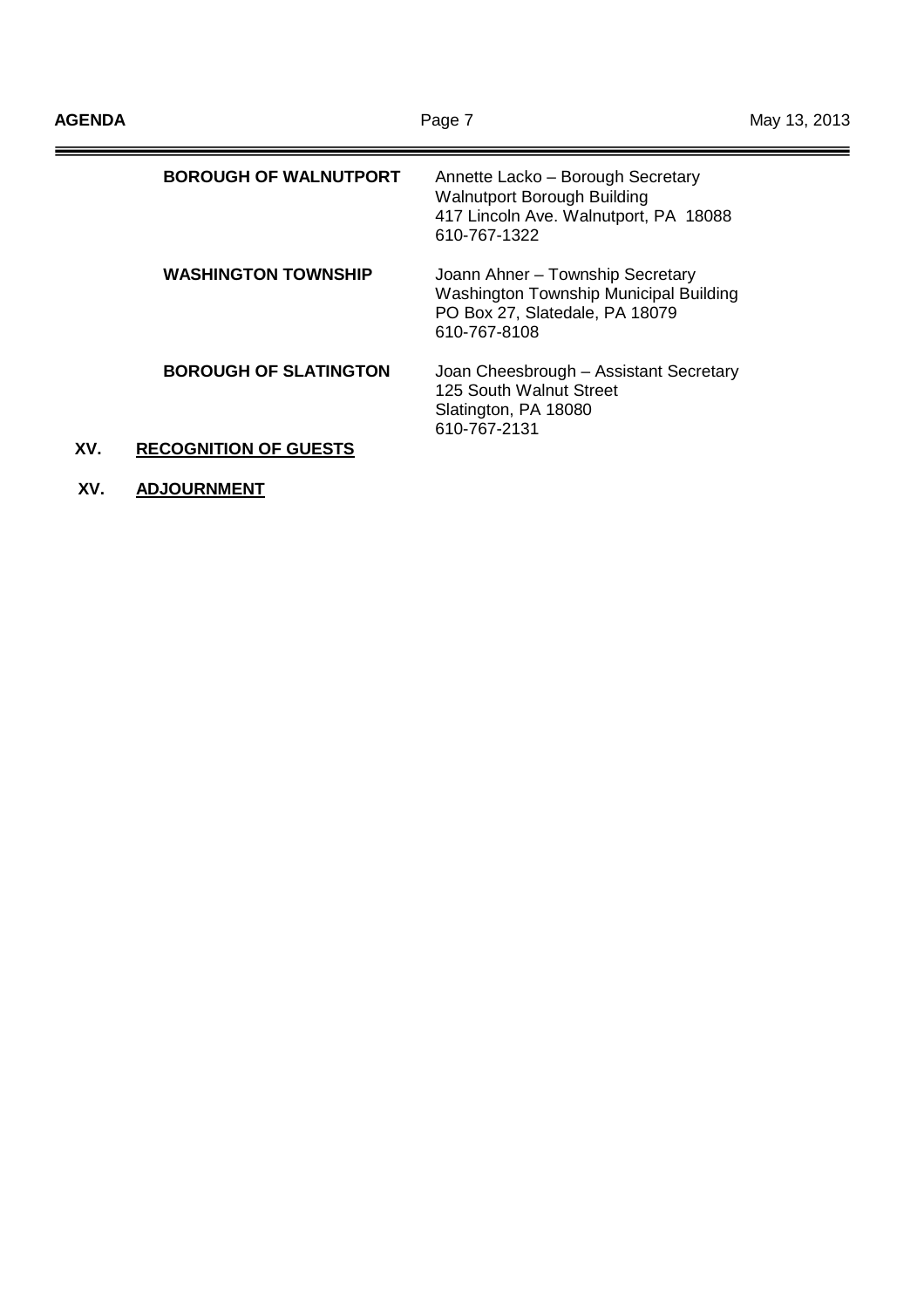| | |
|---|---|
| **BOROUGH OF WALNUTPORT** | Annette Lacko – Borough Secretary<br>Walnutport Borough Building<br>417 Lincoln Ave. Walnutport, PA 18088<br>610-767-1322 |
| **WASHINGTON TOWNSHIP** | Joann Ahner – Township Secretary<br>Washington Township Municipal Building<br>PO Box 27, Slatedale, PA 18079<br>610-767-8108 |
| **BOROUGH OF SLATINGTON** | Joan Cheesbrough – Assistant Secretary<br>125 South Walnut Street<br>Slatington, PA 18080<br>610-767-2131 |

**XV. RECOGNITION OF GUESTS**

**XV. ADJOURNMENT**